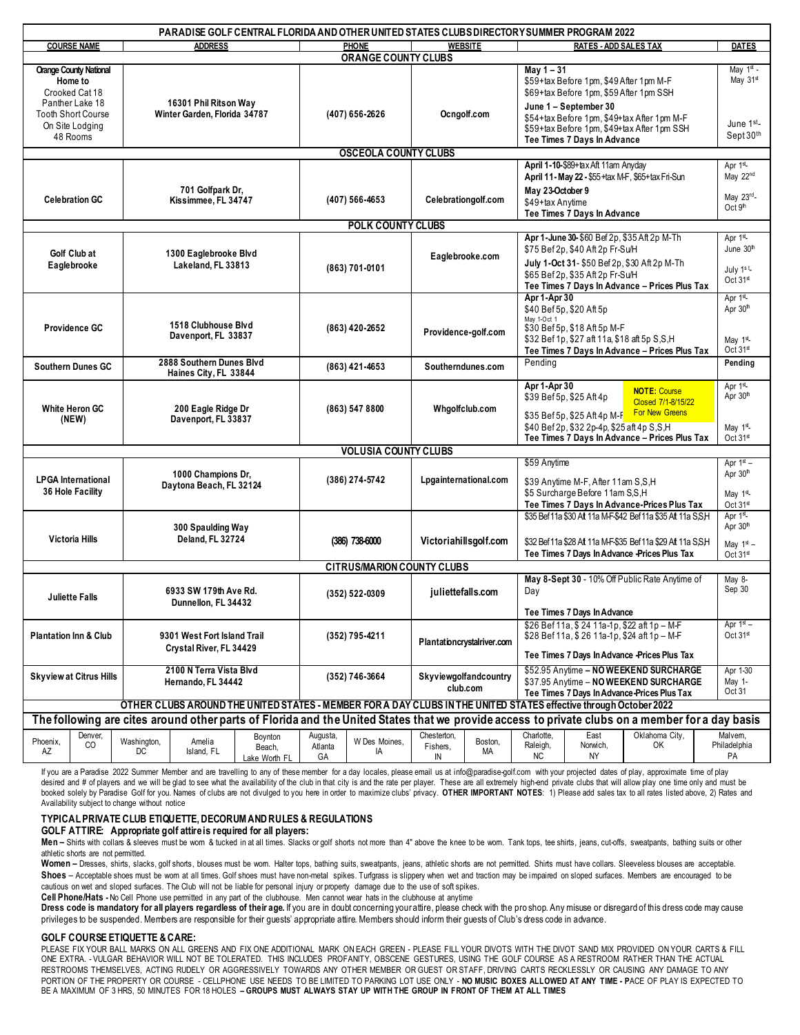# PARADISE GOLF CENTRAL FLORIDA AND OTHER UNITED STATES CLUBS DIRECTORY SUMMER PROGRAM 2022

| COURSE NAME | ADDRESS | PHONE | WEBSITE | RATES - ADD SALES TAX | DATES |
|---|---|---|---|---|---|
| **ORANGE COUNTY CLUBS** | | | | | |
| **Orange County National** Home to Crooked Cat 18 Panther Lake 18 Tooth Short Course On Site Lodging 48 Rooms | 16301 Phil Ritson Way Winter Garden, Florida 34787 | (407) 656-2626 | Ocngolf.com | **May 1 – 31** $59+tax Before 1pm, $49 After 1pm M-F $69+tax Before 1pm, $59 After 1pm SSH **June 1 – September 30** $54+tax Before 1pm, $49+tax After 1pm M-F $59+tax Before 1pm, $49+tax After 1pm SSH **Tee Times 7 Days In Advance** | May 1st - May 31st June 1st - Sept 30th |
| **OSCEOLA COUNTY CLUBS** | | | | | |
| **Celebration GC** | 701 Golfpark Dr, Kissimmee, FL 34747 | (407) 566-4653 | Celebrationgolf.com | **April 1-10**-$89+tax Aft 11am Anyday **April 11- May 22** - $55+tax M-F, $65+tax Fri-Sun **May 23-October 9** $49+tax Anytime **Tee Times 7 Days In Advance** | Apr 1st- May 22nd May 23rd- Oct 9th |
| **POLK COUNTY CLUBS** | | | | | |
| **Golf Club at Eaglebrooke** | 1300 Eaglebrooke Blvd Lakeland, FL 33813 | (863) 701-0101 | Eaglebrooke.com | **Apr 1-June 30**- $60 Bef 2p, $35 Aft 2p M-Th $75 Bef 2p, $40 Aft 2p Fr-Su/H **July 1-Oct 31**- $50 Bef 2p, $30 Aft 2p M-Th $65 Bef 2p, $35 Aft 2p Fr-Su/H **Tee Times 7 Days In Advance – Prices Plus Tax** | Apr 1st- June 30th July 1st- Oct 31st |
| **Providence GC** | 1518 Clubhouse Blvd Davenport, FL 33837 | (863) 420-2652 | Providence-golf.com | **Apr 1-Apr 30** $40 Bef 5p, $20 Aft 5p May 1-Oct 1 $30 Bef 5p, $18 Aft 5p M-F $32 Bef 1p, $27 aft 11a, $18 aft 5p S,S,H **Tee Times 7 Days In Advance – Prices Plus Tax** | Apr 1st- Apr 30th May 1st- Oct 31st |
| **Southern Dunes GC** | 2888 Southern Dunes Blvd Haines City, FL 33844 | (863) 421-4653 | Southerndunes.com | Pending | **Pending** |
| **White Heron GC (NEW)** | 200 Eagle Ridge Dr Davenport, FL 33837 | (863) 547 8800 | Whgolfclub.com | **Apr 1-Apr 30** $39 Bef 5p, $25 Aft 4p $35 Bef 5p, $25 Aft 4p M-F $40 Bef 2p, $32 2p-4p, $25 aft 4p S,S,H **NOTE:** Course Closed 7/1-8/15/22 For New Greens **Tee Times 7 Days In Advance – Prices Plus Tax** | Apr 1st- Apr 30th May 1st- Oct 31st |
| **VOLUSIA COUNTY CLUBS** | | | | | |
| **LPGA International 36 Hole Facility** | 1000 Champions Dr, Daytona Beach, FL 32124 | (386) 274-5742 | Lpgainternational.com | $59 Anytime $39 Anytime M-F, After 11am S,S,H $5 Surcharge Before 11am S,S,H **Tee Times 7 Days In Advance-Prices Plus Tax** | Apr 1st – Apr 30th May 1st- Oct 31st |
| **Victoria Hills** | 300 Spaulding Way Deland, FL 32724 | (386) 738-6000 | Victoriahillsgolf.com | $35 Bef 11a $30 Aft 11a M-F-$42 Bef 11a $35 Aft 11a S,S,H $32 Bef 11a $28 Aft 11a M-F-$35 Bef 11a $29 Aft 11a S,S,H **Tee Times 7 Days In Advance -Prices Plus Tax** | Apr 1st- Apr 30th May 1st – Oct 31st |
| **CITRUS/MARION COUNTY CLUBS** | | | | | |
| **Juliette Falls** | 6933 SW 179th Ave Rd. Dunnellon, FL 34432 | (352) 522-0309 | juliettefalls.com | **May 8-Sept 30** - 10% Off Public Rate Anytime of Day **Tee Times 7 Days In Advance** | May 8- Sep 30 |
| **Plantation Inn & Club** | 9301 West Fort Island Trail Crystal River, FL 34429 | (352) 795-4211 | Plantationcrystalriver.com | $26 Bef 11a, $ 24 11a-1p, $22 aft 1p – M-F $28 Bef 11a, $ 26 11a-1p, $24 aft 1p – M-F **Tee Times 7 Days In Advance -Prices Plus Tax** | Apr 1st – Oct 31st |
| **Skyview at Citrus Hills** | 2100 N Terra Vista Blvd Hernando, FL 34442 | (352) 746-3664 | Skyviewgolfandcountry club.com | $52.95 Anytime – **NO WEEKEND SURCHARGE** $37.95 Anytime – **NO WEEKEND SURCHARGE** **Tee Times 7 Days In Advance-Prices Plus Tax** | Apr 1-30 May 1- Oct 31 |

**OTHER CLUBS AROUND THE UNITED STATES - MEMBER FOR A DAY CLUBS IN THE UNITED STATES effective through October 2022**

**The following are cites around other parts of Florida and the United States that we provide access to private clubs on a member for a day basis**

| | | | | | | | | | | | | |
|---|---|---|---|---|---|---|---|---|---|---|---|---|
| Phoenix, AZ | Denver, CO | Washington, DC | Amelia Island, FL | Boynton Beach, Lake Worth FL | Augusta, Atlanta GA | W Des Moines, IA | Chesterton, Fishers, IN | Boston, MA | Charlotte, Raleigh, NC | East Norwich, NY | Oklahoma City, OK | Malvern, Philadelphia PA |

If you are a Paradise 2022 Summer Member and are travelling to any of these member for a day locales, please email us at info@paradise-golf.com with your projected dates of play, approximate time of play desired and # of players and we will be glad to see what the availability of the club in that city is and the rate per player. These are all extremely high-end private clubs that will allow play one time only and must be booked solely by Paradise Golf for you. Names of clubs are not divulged to you here in order to maximize clubs' privacy. **OTHER IMPORTANT NOTES**: 1) Please add sales tax to all rates listed above, 2) Rates and Availability subject to change without notice

## TYPICAL PRIVATE CLUB ETIQUETTE, DECORUM AND RULES & REGULATIONS

**GOLF ATTIRE: Appropriate golf attire is required for all players:**

**Men –** Shirts with collars & sleeves must be worn & tucked in at all times. Slacks or golf shorts not more than 4" above the knee to be worn. Tank tops, tee shirts, jeans, cut-offs, sweatpants, bathing suits or other athletic shirts are not permitted.

**Women –** Dresses, shirts, slacks, golf shorts, blouses must be worn. Halter tops, bathing suits, sweatpants, jeans, athletic shorts are not permitted. Shirts must have collars. Sleeveless blouses are acceptable.

**Shoes** – Acceptable shoes must be worn at all times. Golf shoes must have non-metal spikes. Turfgrass is slippery when wet and traction may be impaired on sloped surfaces. Members are encouraged to be cautious on wet and sloped surfaces. The Club will not be liable for personal injury or property damage due to the use of soft spikes.

**Cell Phone/Hats -** No Cell Phone use permitted in any part of the clubhouse. Men cannot wear hats in the clubhouse at anytime

**Dress code is mandatory for all players regardless of their age.** If you are in doubt concerning your attire, please check with the pro shop. Any misuse or disregard of this dress code may cause privileges to be suspended. Members are responsible for their guests' appropriate attire. Members should inform their guests of Club's dress code in advance.

## GOLF COURSE ETIQUETTE & CARE:

PLEASE FIX YOUR BALL MARKS ON ALL GREENS AND FIX ONE ADDITIONAL MARK ON EACH GREEN - PLEASE FILL YOUR DIVOTS WITH THE DIVOT SAND MIX PROVIDED ON YOUR CARTS & FILL ONE EXTRA. - VULGAR BEHAVIOR WILL NOT BE TOLERATED. THIS INCLUDES PROFANITY, OBSCENE GESTURES, USING THE GOLF COURSE AS A RESTROOM RATHER THAN THE ACTUAL RESTROOMS THEMSELVES, ACTING RUDELY OR AGGRESSIVELY TOWARDS ANY OTHER MEMBER OR GUEST OR STAFF, DRIVING CARTS RECKLESSLY OR CAUSING ANY DAMAGE TO ANY PORTION OF THE PROPERTY OR COURSE - CELLPHONE USE NEEDS TO BE LIMITED TO PARKING LOT USE ONLY - **NO MUSIC BOXES ALLOWED AT ANY TIME - P**ACE OF PLAY IS EXPECTED TO BE A MAXIMUM OF 3 HRS, 50 MINUTES FOR 18 HOLES **– GROUPS MUST ALWAYS STAY UP WITH THE GROUP IN FRONT OF THEM AT ALL TIMES**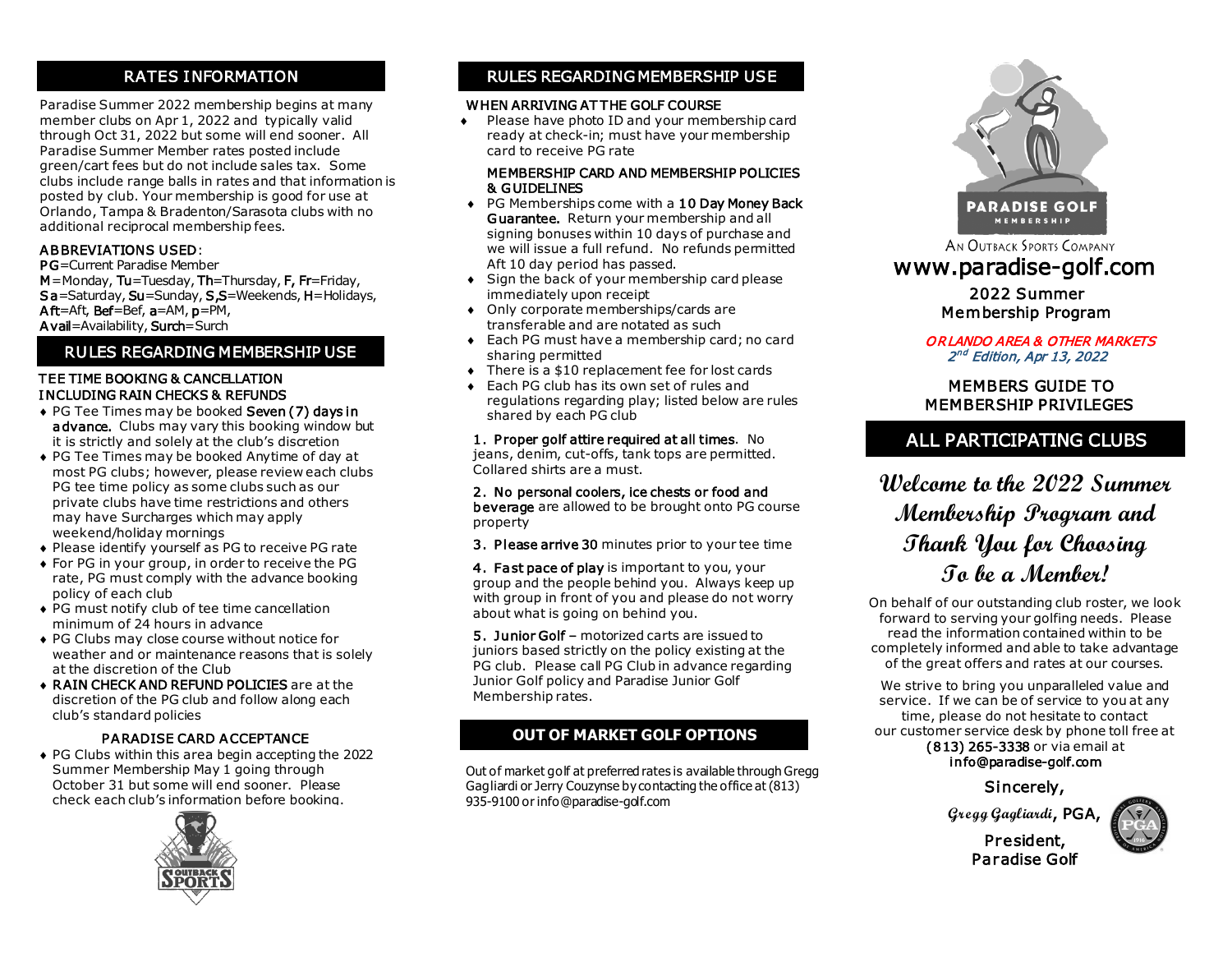## RATES INFORMATION

Paradise Summer 2022 membership begins at many member clubs on Apr 1, 2022 and typically valid through Oct 31, 2022 but some will end sooner. All Paradise Summer Member rates posted include green/cart fees but do not include sales tax. Some clubs include range balls in rates and that information is posted by club. Your membership is good for use at Orlando, Tampa & Bradenton/Sarasota clubs with no additional reciprocal membership fees.

**ABBREVIATIONS USED**:

**PG**=Current Paradise Member
**M**=Monday, **Tu**=Tuesday, **Th**=Thursday, **F, Fr**=Friday, **Sa**=Saturday, **Su**=Sunday, **S,S**=Weekends, **H**=Holidays, **Aft**=Aft, **Bef**=Bef, **a**=AM, **p**=PM, **Avail**=Availability, **Surch**=Surch

## RULES REGARDING MEMBERSHIP USE

**TEE TIME BOOKING & CANCELLATION INCLUDING RAIN CHECKS & REFUNDS**

- PG Tee Times may be booked **Seven (7) days in advance.** Clubs may vary this booking window but it is strictly and solely at the club's discretion
- PG Tee Times may be booked Anytime of day at most PG clubs; however, please review each clubs PG tee time policy as some clubs such as our private clubs have time restrictions and others may have Surcharges which may apply weekend/holiday mornings
- Please identify yourself as PG to receive PG rate
- For PG in your group, in order to receive the PG rate, PG must comply with the advance booking policy of each club
- PG must notify club of tee time cancellation minimum of 24 hours in advance
- PG Clubs may close course without notice for weather and or maintenance reasons that is solely at the discretion of the Club
- **RAIN CHECK AND REFUND POLICIES** are at the discretion of the PG club and follow along each club's standard policies

**PARADISE CARD ACCEPTANCE**

- PG Clubs within this area begin accepting the 2022 Summer Membership May 1 going through October 31 but some will end sooner. Please check each club's information before booking.

## RULES REGARDING MEMBERSHIP USE

**WHEN ARRIVING AT THE GOLF COURSE**

- Please have photo ID and your membership card ready at check-in; must have your membership card to receive PG rate

**MEMBERSHIP CARD AND MEMBERSHIP POLICIES & GUIDELINES**

- PG Memberships come with a **10 Day Money Back Guarantee.** Return your membership and all signing bonuses within 10 days of purchase and we will issue a full refund. No refunds permitted Aft 10 day period has passed.
- Sign the back of your membership card please immediately upon receipt
- Only corporate memberships/cards are transferable and are notated as such
- Each PG must have a membership card; no card sharing permitted
- There is a $10 replacement fee for lost cards
- Each PG club has its own set of rules and regulations regarding play; listed below are rules shared by each PG club

1. **Proper golf attire required at all times**. No jeans, denim, cut-offs, tank tops are permitted. Collared shirts are a must.
2. **No personal coolers, ice chests or food and beverage** are allowed to be brought onto PG course property
3. **Please arrive 30** minutes prior to your tee time
4. **Fast pace of play** is important to you, your group and the people behind you. Always keep up with group in front of you and please do not worry about what is going on behind you.
5. **Junior Golf** – motorized carts are issued to juniors based strictly on the policy existing at the PG club. Please call PG Club in advance regarding Junior Golf policy and Paradise Junior Golf Membership rates.

## OUT OF MARKET GOLF OPTIONS

Out of market golf at preferred rates is available through Gregg Gagliardi or Jerry Couzynse by contacting the office at (813) 935-9100 or info@paradise-golf.com

PARADISE GOLF MEMBERSHIP

AN OUTBACK SPORTS COMPANY

# www.paradise-golf.com

2022 Summer Membership Program

*ORLANDO AREA & OTHER MARKETS*
*2nd Edition, Apr 13, 2022*

MEMBERS GUIDE TO MEMBERSHIP PRIVILEGES

## ALL PARTICIPATING CLUBS

**Welcome to the 2022 Summer Membership Program and Thank You for Choosing To be a Member!**

On behalf of our outstanding club roster, we look forward to serving your golfing needs. Please read the information contained within to be completely informed and able to take advantage of the great offers and rates at our courses.

We strive to bring you unparalleled value and service. If we can be of service to you at any time, please do not hesitate to contact our customer service desk by phone toll free at **(813) 265-3338** or via email at **info@paradise-golf.com**

Sincerely,

*Gregg Gagliardi*, PGA,

President,
Paradise Golf